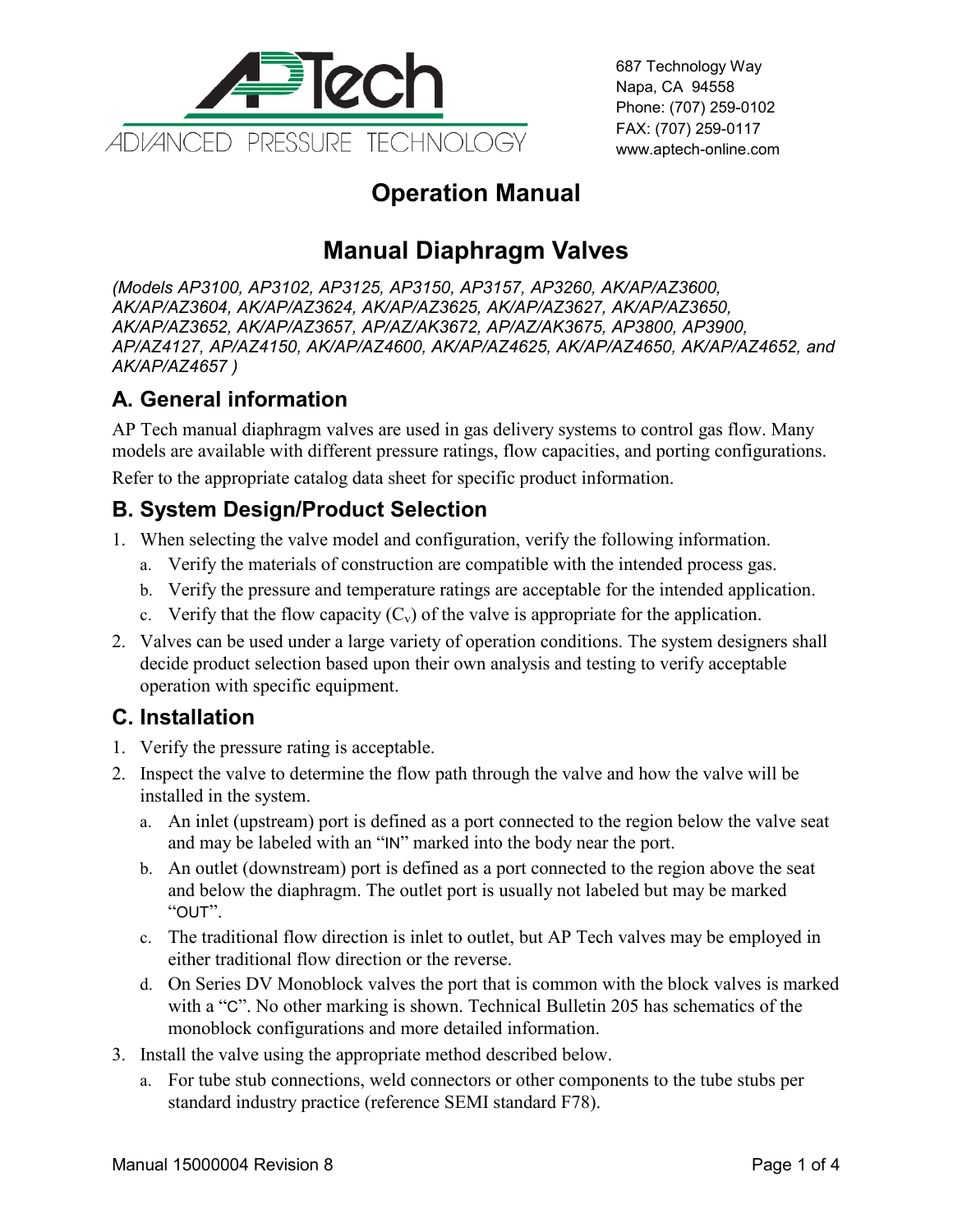APTech
ADVANCED PRESSURE TECHNOLOGY

687 Technology Way
Napa, CA 94558
Phone: (707) 259-0102
FAX: (707) 259-0117
www.aptech-online.com

# Operation Manual

# Manual Diaphragm Valves

*(Models AP3100, AP3102, AP3125, AP3150, AP3157, AP3260, AK/AP/AZ3600, AK/AP/AZ3604, AK/AP/AZ3624, AK/AP/AZ3625, AK/AP/AZ3627, AK/AP/AZ3650, AK/AP/AZ3652, AK/AP/AZ3657, AP/AZ/AK3672, AP/AZ/AK3675, AP3800, AP3900, AP/AZ4127, AP/AZ4150, AK/AP/AZ4600, AK/AP/AZ4625, AK/AP/AZ4650, AK/AP/AZ4652, and AK/AP/AZ4657 )*

## A. General information

AP Tech manual diaphragm valves are used in gas delivery systems to control gas flow. Many models are available with different pressure ratings, flow capacities, and porting configurations.

Refer to the appropriate catalog data sheet for specific product information.

## B. System Design/Product Selection

1. When selecting the valve model and configuration, verify the following information.
   a. Verify the materials of construction are compatible with the intended process gas.
   b. Verify the pressure and temperature ratings are acceptable for the intended application.
   c. Verify that the flow capacity ($C_v$) of the valve is appropriate for the application.
2. Valves can be used under a large variety of operation conditions. The system designers shall decide product selection based upon their own analysis and testing to verify acceptable operation with specific equipment.

## C. Installation

1. Verify the pressure rating is acceptable.
2. Inspect the valve to determine the flow path through the valve and how the valve will be installed in the system.
   a. An inlet (upstream) port is defined as a port connected to the region below the valve seat and may be labeled with an "IN" marked into the body near the port.
   b. An outlet (downstream) port is defined as a port connected to the region above the seat and below the diaphragm. The outlet port is usually not labeled but may be marked "OUT".
   c. The traditional flow direction is inlet to outlet, but AP Tech valves may be employed in either traditional flow direction or the reverse.
   d. On Series DV Monoblock valves the port that is common with the block valves is marked with a "C". No other marking is shown. Technical Bulletin 205 has schematics of the monoblock configurations and more detailed information.
3. Install the valve using the appropriate method described below.
   a. For tube stub connections, weld connectors or other components to the tube stubs per standard industry practice (reference SEMI standard F78).

Manual 15000004 Revision 8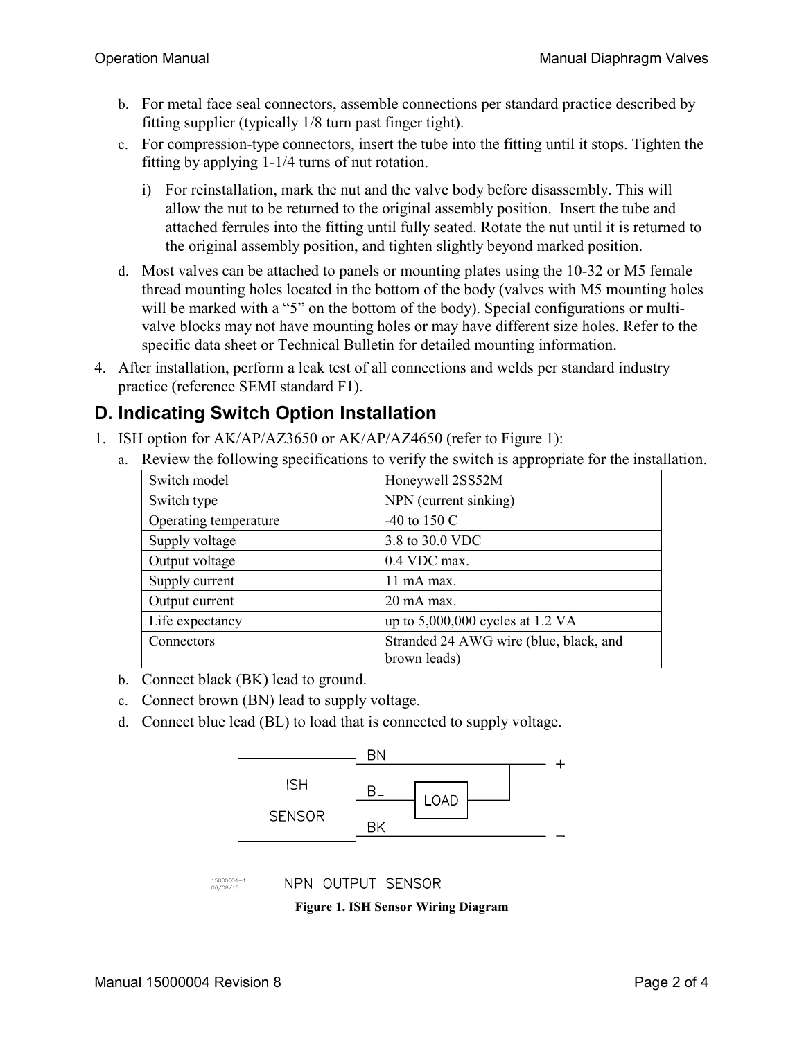b. For metal face seal connectors, assemble connections per standard practice described by fitting supplier (typically 1/8 turn past finger tight).

c. For compression-type connectors, insert the tube into the fitting until it stops. Tighten the fitting by applying 1-1/4 turns of nut rotation.

   i) For reinstallation, mark the nut and the valve body before disassembly. This will allow the nut to be returned to the original assembly position. Insert the tube and attached ferrules into the fitting until fully seated. Rotate the nut until it is returned to the original assembly position, and tighten slightly beyond marked position.

d. Most valves can be attached to panels or mounting plates using the 10-32 or M5 female thread mounting holes located in the bottom of the body (valves with M5 mounting holes will be marked with a "5" on the bottom of the body). Special configurations or multi-valve blocks may not have mounting holes or may have different size holes. Refer to the specific data sheet or Technical Bulletin for detailed mounting information.

4. After installation, perform a leak test of all connections and welds per standard industry practice (reference SEMI standard F1).

## D. Indicating Switch Option Installation

1. ISH option for AK/AP/AZ3650 or AK/AP/AZ4650 (refer to Figure 1):

   a. Review the following specifications to verify the switch is appropriate for the installation.

| Switch model | Honeywell 2SS52M |
|---|---|
| Switch type | NPN (current sinking) |
| Operating temperature | -40 to 150 C |
| Supply voltage | 3.8 to 30.0 VDC |
| Output voltage | 0.4 VDC max. |
| Supply current | 11 mA max. |
| Output current | 20 mA max. |
| Life expectancy | up to 5,000,000 cycles at 1.2 VA |
| Connectors | Stranded 24 AWG wire (blue, black, and brown leads) |

   b. Connect black (BK) lead to ground.

   c. Connect brown (BN) lead to supply voltage.

   d. Connect blue lead (BL) to load that is connected to supply voltage.

BN BL LOAD BK + − ISH SENSOR

15000004-1
06/08/10

NPN OUTPUT SENSOR

**Figure 1. ISH Sensor Wiring Diagram**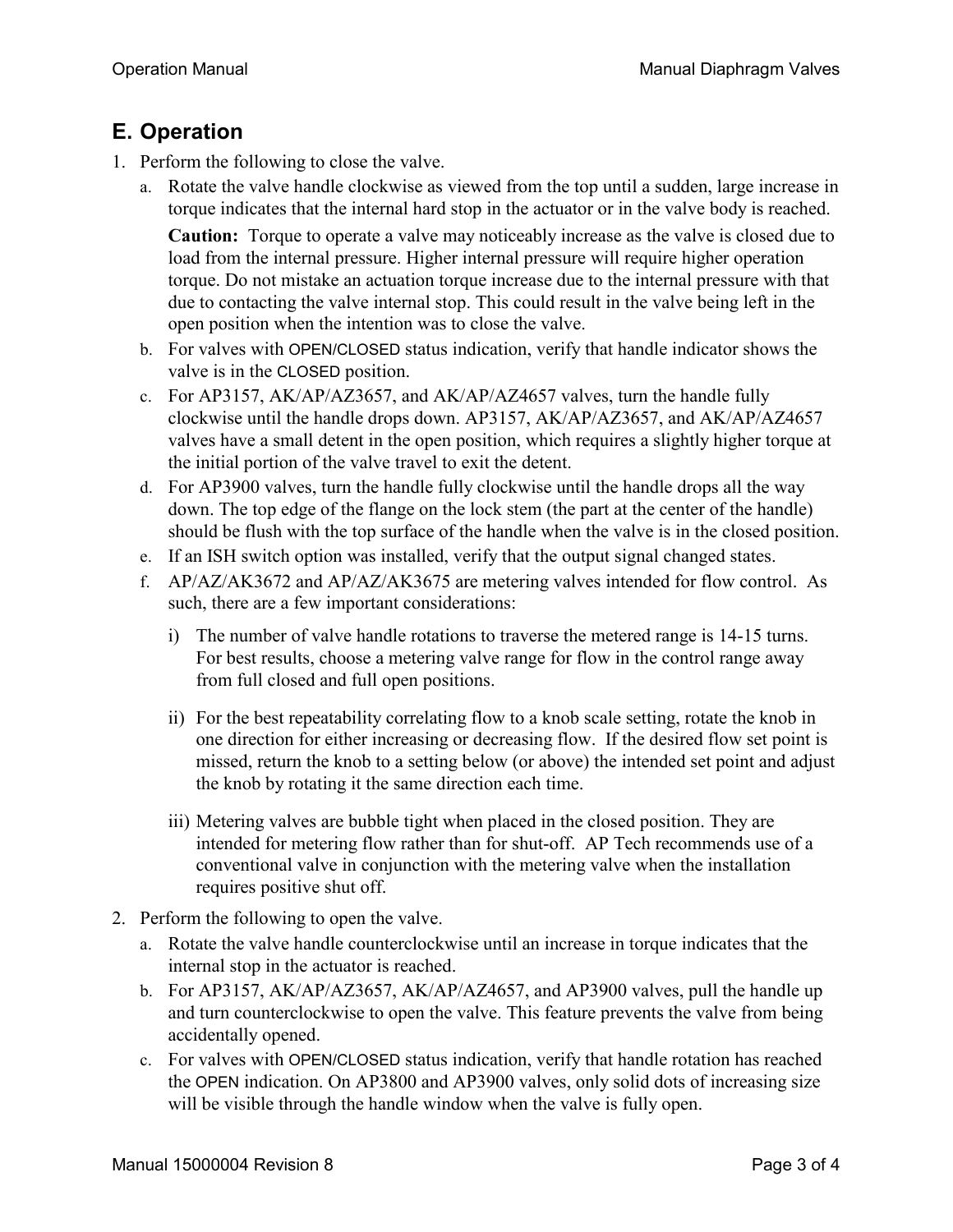## E. Operation

1. Perform the following to close the valve.
   a. Rotate the valve handle clockwise as viewed from the top until a sudden, large increase in torque indicates that the internal hard stop in the actuator or in the valve body is reached.

      **Caution:** Torque to operate a valve may noticeably increase as the valve is closed due to load from the internal pressure. Higher internal pressure will require higher operation torque. Do not mistake an actuation torque increase due to the internal pressure with that due to contacting the valve internal stop. This could result in the valve being left in the open position when the intention was to close the valve.

   b. For valves with OPEN/CLOSED status indication, verify that handle indicator shows the valve is in the CLOSED position.
   c. For AP3157, AK/AP/AZ3657, and AK/AP/AZ4657 valves, turn the handle fully clockwise until the handle drops down. AP3157, AK/AP/AZ3657, and AK/AP/AZ4657 valves have a small detent in the open position, which requires a slightly higher torque at the initial portion of the valve travel to exit the detent.
   d. For AP3900 valves, turn the handle fully clockwise until the handle drops all the way down. The top edge of the flange on the lock stem (the part at the center of the handle) should be flush with the top surface of the handle when the valve is in the closed position.
   e. If an ISH switch option was installed, verify that the output signal changed states.
   f. AP/AZ/AK3672 and AP/AZ/AK3675 are metering valves intended for flow control. As such, there are a few important considerations:

      i) The number of valve handle rotations to traverse the metered range is 14-15 turns. For best results, choose a metering valve range for flow in the control range away from full closed and full open positions.

      ii) For the best repeatability correlating flow to a knob scale setting, rotate the knob in one direction for either increasing or decreasing flow. If the desired flow set point is missed, return the knob to a setting below (or above) the intended set point and adjust the knob by rotating it the same direction each time.

      iii) Metering valves are bubble tight when placed in the closed position. They are intended for metering flow rather than for shut-off. AP Tech recommends use of a conventional valve in conjunction with the metering valve when the installation requires positive shut off.

2. Perform the following to open the valve.
   a. Rotate the valve handle counterclockwise until an increase in torque indicates that the internal stop in the actuator is reached.
   b. For AP3157, AK/AP/AZ3657, AK/AP/AZ4657, and AP3900 valves, pull the handle up and turn counterclockwise to open the valve. This feature prevents the valve from being accidentally opened.
   c. For valves with OPEN/CLOSED status indication, verify that handle rotation has reached the OPEN indication. On AP3800 and AP3900 valves, only solid dots of increasing size will be visible through the handle window when the valve is fully open.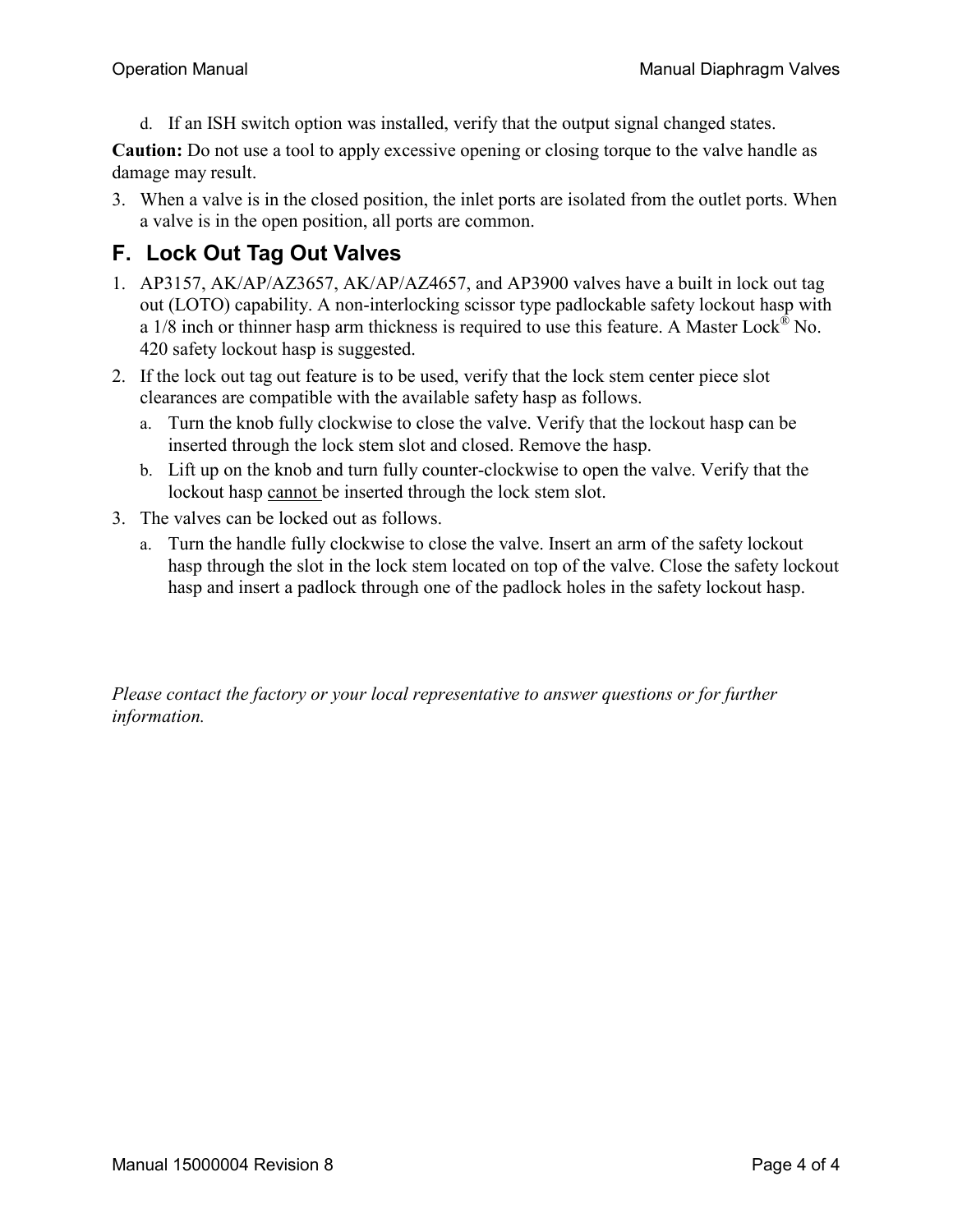d. If an ISH switch option was installed, verify that the output signal changed states.

**Caution:** Do not use a tool to apply excessive opening or closing torque to the valve handle as damage may result.

3. When a valve is in the closed position, the inlet ports are isolated from the outlet ports. When a valve is in the open position, all ports are common.

## F. Lock Out Tag Out Valves

1. AP3157, AK/AP/AZ3657, AK/AP/AZ4657, and AP3900 valves have a built in lock out tag out (LOTO) capability. A non-interlocking scissor type padlockable safety lockout hasp with a 1/8 inch or thinner hasp arm thickness is required to use this feature. A Master Lock® No. 420 safety lockout hasp is suggested.
2. If the lock out tag out feature is to be used, verify that the lock stem center piece slot clearances are compatible with the available safety hasp as follows.
   a. Turn the knob fully clockwise to close the valve. Verify that the lockout hasp can be inserted through the lock stem slot and closed. Remove the hasp.
   b. Lift up on the knob and turn fully counter-clockwise to open the valve. Verify that the lockout hasp <u>cannot</u> be inserted through the lock stem slot.
3. The valves can be locked out as follows.
   a. Turn the handle fully clockwise to close the valve. Insert an arm of the safety lockout hasp through the slot in the lock stem located on top of the valve. Close the safety lockout hasp and insert a padlock through one of the padlock holes in the safety lockout hasp.

*Please contact the factory or your local representative to answer questions or for further information.*